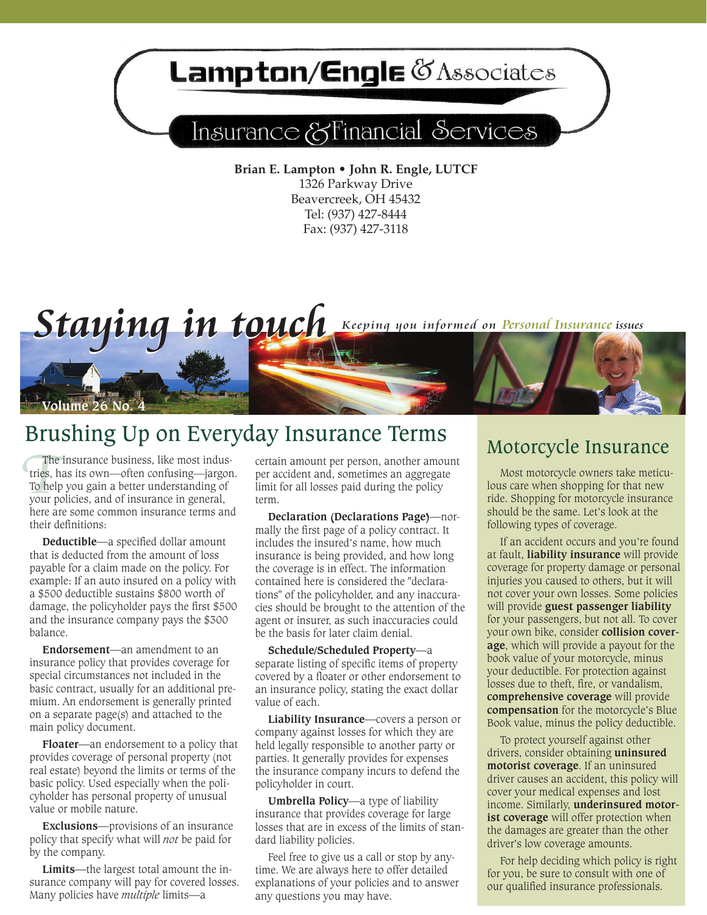# Lampton/Engle & Associates

## Insurance & Financial Services

**Brian E. Lampton • John R. Engle, LUTCF**
1326 Parkway Drive
Beavercreek, OH 45432
Tel: (937) 427-8444
Fax: (937) 427-3118

# Staying in touch

*Keeping you informed on Personal Insurance issues*

Volume 26 No. 4

## Brushing Up on Everyday Insurance Terms

The insurance business, like most industries, has its own—often confusing—jargon. To help you gain a better understanding of your policies, and of insurance in general, here are some common insurance terms and their definitions:

**Deductible**—a specified dollar amount that is deducted from the amount of loss payable for a claim made on the policy. For example: If an auto insured on a policy with a $500 deductible sustains $800 worth of damage, the policyholder pays the first $500 and the insurance company pays the $300 balance.

**Endorsement**—an amendment to an insurance policy that provides coverage for special circumstances not included in the basic contract, usually for an additional premium. An endorsement is generally printed on a separate page(s) and attached to the main policy document.

**Floater**—an endorsement to a policy that provides coverage of personal property (not real estate) beyond the limits or terms of the basic policy. Used especially when the policyholder has personal property of unusual value or mobile nature.

**Exclusions**—provisions of an insurance policy that specify what will *not* be paid for by the company.

**Limits**—the largest total amount the insurance company will pay for covered losses. Many policies have *multiple* limits—a certain amount per person, another amount per accident and, sometimes an aggregate limit for all losses paid during the policy term.

**Declaration (Declarations Page)**—normally the first page of a policy contract. It includes the insured's name, how much insurance is being provided, and how long the coverage is in effect. The information contained here is considered the "declarations" of the policyholder, and any inaccuracies should be brought to the attention of the agent or insurer, as such inaccuracies could be the basis for later claim denial.

**Schedule/Scheduled Property**—a separate listing of specific items of property covered by a floater or other endorsement to an insurance policy, stating the exact dollar value of each.

**Liability Insurance**—covers a person or company against losses for which they are held legally responsible to another party or parties. It generally provides for expenses the insurance company incurs to defend the policyholder in court.

**Umbrella Policy**—a type of liability insurance that provides coverage for large losses that are in excess of the limits of standard liability policies.

Feel free to give us a call or stop by anytime. We are always here to offer detailed explanations of your policies and to answer any questions you may have.

## Motorcycle Insurance

Most motorcycle owners take meticulous care when shopping for that new ride. Shopping for motorcycle insurance should be the same. Let's look at the following types of coverage.

If an accident occurs and you're found at fault, **liability insurance** will provide coverage for property damage or personal injuries you caused to others, but it will not cover your own losses. Some policies will provide **guest passenger liability** for your passengers, but not all. To cover your own bike, consider **collision coverage**, which will provide a payout for the book value of your motorcycle, minus your deductible. For protection against losses due to theft, fire, or vandalism, **comprehensive coverage** will provide **compensation** for the motorcycle's Blue Book value, minus the policy deductible.

To protect yourself against other drivers, consider obtaining **uninsured motorist coverage**. If an uninsured driver causes an accident, this policy will cover your medical expenses and lost income. Similarly, **underinsured motorist coverage** will offer protection when the damages are greater than the other driver's low coverage amounts.

For help deciding which policy is right for you, be sure to consult with one of our qualified insurance professionals.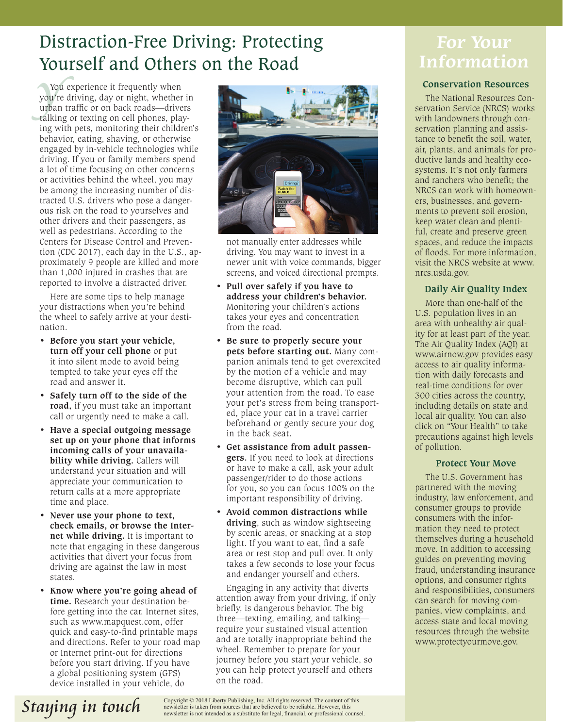// Distraction-Free Driving: Protecting Yourself and Others on the Road

You experience it frequently when you're driving, day or night, whether in urban traffic or on back roads—drivers talking or texting on cell phones, playing with pets, monitoring their children's behavior, eating, shaving, or otherwise engaged by in-vehicle technologies while driving. If you or family members spend a lot of time focusing on other concerns or activities behind the wheel, you may be among the increasing number of distracted U.S. drivers who pose a dangerous risk on the road to yourselves and other drivers and their passengers, as well as pedestrians. According to the Centers for Disease Control and Prevention (CDC 2017), each day in the U.S., approximately 9 people are killed and more than 1,000 injured in crashes that are reported to involve a distracted driver.

Here are some tips to help manage your distractions when you're behind the wheel to safely arrive at your destination.

- **Before you start your vehicle, turn off your cell phone** or put it into silent mode to avoid being tempted to take your eyes off the road and answer it.
- **Safely turn off to the side of the road,** if you must take an important call or urgently need to make a call.
- **Have a special outgoing message set up on your phone that informs incoming calls of your unavailability while driving.** Callers will understand your situation and will appreciate your communication to return calls at a more appropriate time and place.
- **Never use your phone to text, check emails, or browse the Internet while driving.** It is important to note that engaging in these dangerous activities that divert your focus from driving are against the law in most states.
- **Know where you're going ahead of time.** Research your destination before getting into the car. Internet sites, such as www.mapquest.com, offer quick and easy-to-find printable maps and directions. Refer to your road map or Internet print-out for directions before you start driving. If you have a global positioning system (GPS) device installed in your vehicle, do not manually enter addresses while driving. You may want to invest in a newer unit with voice commands, bigger screens, and voiced directional prompts.
- **Pull over safely if you have to address your children's behavior.** Monitoring your children's actions takes your eyes and concentration from the road.
- **Be sure to properly secure your pets before starting out.** Many companion animals tend to get overexcited by the motion of a vehicle and may become disruptive, which can pull your attention from the road. To ease your pet's stress from being transported, place your cat in a travel carrier beforehand or gently secure your dog in the back seat.
- **Get assistance from adult passengers.** If you need to look at directions or have to make a call, ask your adult passenger/rider to do those actions for you, so you can focus 100% on the important responsibility of driving.
- **Avoid common distractions while driving**, such as window sightseeing by scenic areas, or snacking at a stop light. If you want to eat, find a safe area or rest stop and pull over. It only takes a few seconds to lose your focus and endanger yourself and others.

Engaging in any activity that diverts attention away from your driving, if only briefly, is dangerous behavior. The big three—texting, emailing, and talking—require your sustained visual attention and are totally inappropriate behind the wheel. Remember to prepare for your journey before you start your vehicle, so you can help protect yourself and others on the road.

## For Your Information

### Conservation Resources

The National Resources Conservation Service (NRCS) works with landowners through conservation planning and assistance to benefit the soil, water, air, plants, and animals for productive lands and healthy ecosystems. It's not only farmers and ranchers who benefit; the NRCS can work with homeowners, businesses, and governments to prevent soil erosion, keep water clean and plentiful, create and preserve green spaces, and reduce the impacts of floods. For more information, visit the NRCS website at www.nrcs.usda.gov.

### Daily Air Quality Index

More than one-half of the U.S. population lives in an area with unhealthy air quality for at least part of the year. The Air Quality Index (AQI) at www.airnow.gov provides easy access to air quality information with daily forecasts and real-time conditions for over 300 cities across the country, including details on state and local air quality. You can also click on "Your Health" to take precautions against high levels of pollution.

### Protect Your Move

The U.S. Government has partnered with the moving industry, law enforcement, and consumer groups to provide consumers with the information they need to protect themselves during a household move. In addition to accessing guides on preventing moving fraud, understanding insurance options, and consumer rights and responsibilities, consumers can search for moving companies, view complaints, and access state and local moving resources through the website www.protectyourmove.gov.

*Staying in touch*

Copyright © 2018 Liberty Publishing, Inc. All rights reserved. The content of this newsletter is taken from sources that are believed to be reliable. However, this newsletter is not intended as a substitute for legal, financial, or professional counsel.